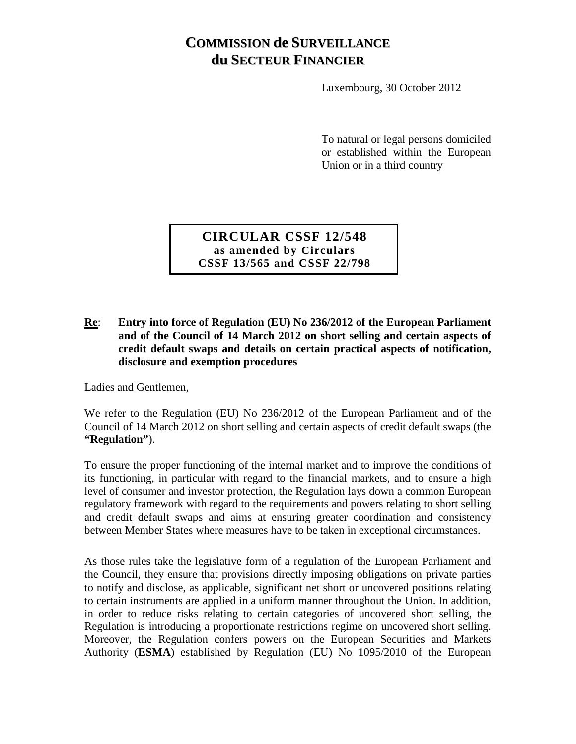# COMMISSION de SURVEILLANCE du SECTEUR FINANCIER

Luxembourg, 30 October 2012

To natural or legal persons domiciled or established within the European Union or in a third country

**CIRCULAR CSSF 12/548**
**as amended by Circulars CSSF 13/565 and CSSF 22/798**

**Re**: **Entry into force of Regulation (EU) No 236/2012 of the European Parliament and of the Council of 14 March 2012 on short selling and certain aspects of credit default swaps and details on certain practical aspects of notification, disclosure and exemption procedures**

Ladies and Gentlemen,

We refer to the Regulation (EU) No 236/2012 of the European Parliament and of the Council of 14 March 2012 on short selling and certain aspects of credit default swaps (the **"Regulation"**).

To ensure the proper functioning of the internal market and to improve the conditions of its functioning, in particular with regard to the financial markets, and to ensure a high level of consumer and investor protection, the Regulation lays down a common European regulatory framework with regard to the requirements and powers relating to short selling and credit default swaps and aims at ensuring greater coordination and consistency between Member States where measures have to be taken in exceptional circumstances.

As those rules take the legislative form of a regulation of the European Parliament and the Council, they ensure that provisions directly imposing obligations on private parties to notify and disclose, as applicable, significant net short or uncovered positions relating to certain instruments are applied in a uniform manner throughout the Union. In addition, in order to reduce risks relating to certain categories of uncovered short selling, the Regulation is introducing a proportionate restrictions regime on uncovered short selling. Moreover, the Regulation confers powers on the European Securities and Markets Authority (**ESMA**) established by Regulation (EU) No 1095/2010 of the European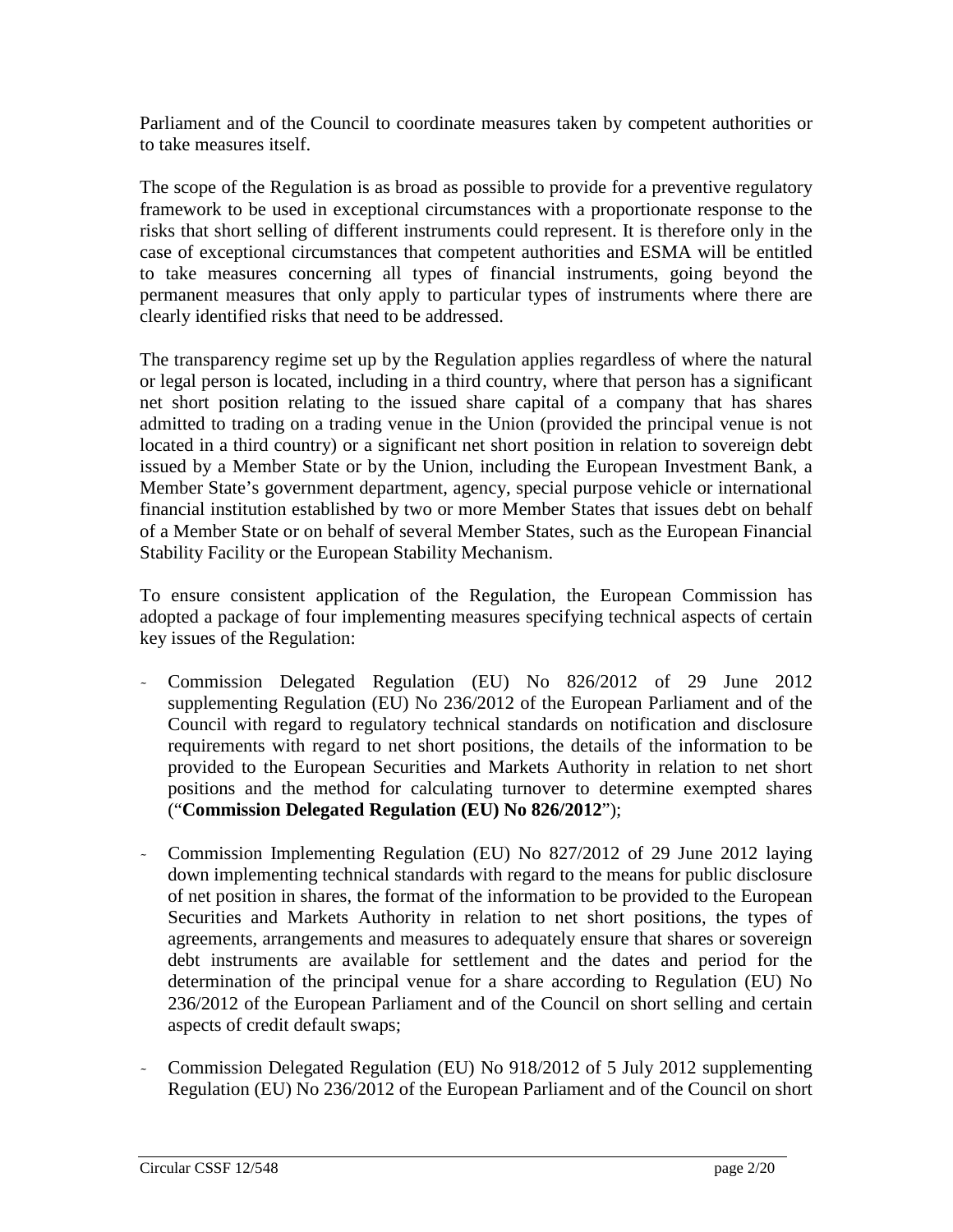Parliament and of the Council to coordinate measures taken by competent authorities or to take measures itself.

The scope of the Regulation is as broad as possible to provide for a preventive regulatory framework to be used in exceptional circumstances with a proportionate response to the risks that short selling of different instruments could represent. It is therefore only in the case of exceptional circumstances that competent authorities and ESMA will be entitled to take measures concerning all types of financial instruments, going beyond the permanent measures that only apply to particular types of instruments where there are clearly identified risks that need to be addressed.

The transparency regime set up by the Regulation applies regardless of where the natural or legal person is located, including in a third country, where that person has a significant net short position relating to the issued share capital of a company that has shares admitted to trading on a trading venue in the Union (provided the principal venue is not located in a third country) or a significant net short position in relation to sovereign debt issued by a Member State or by the Union, including the European Investment Bank, a Member State's government department, agency, special purpose vehicle or international financial institution established by two or more Member States that issues debt on behalf of a Member State or on behalf of several Member States, such as the European Financial Stability Facility or the European Stability Mechanism.

To ensure consistent application of the Regulation, the European Commission has adopted a package of four implementing measures specifying technical aspects of certain key issues of the Regulation:

- Commission Delegated Regulation (EU) No 826/2012 of 29 June 2012 supplementing Regulation (EU) No 236/2012 of the European Parliament and of the Council with regard to regulatory technical standards on notification and disclosure requirements with regard to net short positions, the details of the information to be provided to the European Securities and Markets Authority in relation to net short positions and the method for calculating turnover to determine exempted shares ("**Commission Delegated Regulation (EU) No 826/2012**");

- Commission Implementing Regulation (EU) No 827/2012 of 29 June 2012 laying down implementing technical standards with regard to the means for public disclosure of net position in shares, the format of the information to be provided to the European Securities and Markets Authority in relation to net short positions, the types of agreements, arrangements and measures to adequately ensure that shares or sovereign debt instruments are available for settlement and the dates and period for the determination of the principal venue for a share according to Regulation (EU) No 236/2012 of the European Parliament and of the Council on short selling and certain aspects of credit default swaps;

- Commission Delegated Regulation (EU) No 918/2012 of 5 July 2012 supplementing Regulation (EU) No 236/2012 of the European Parliament and of the Council on short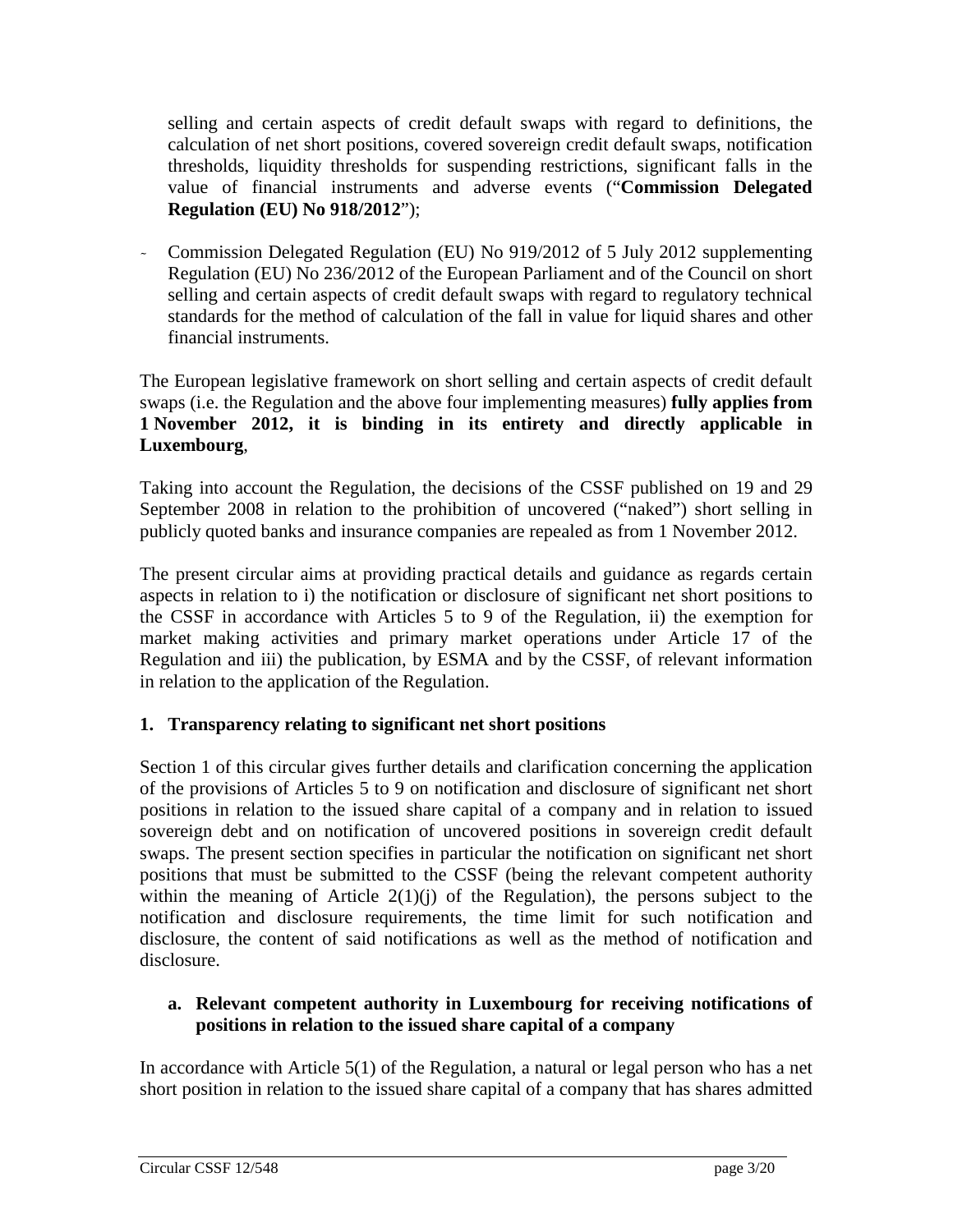selling and certain aspects of credit default swaps with regard to definitions, the calculation of net short positions, covered sovereign credit default swaps, notification thresholds, liquidity thresholds for suspending restrictions, significant falls in the value of financial instruments and adverse events ("**Commission Delegated Regulation (EU) No 918/2012**");

- Commission Delegated Regulation (EU) No 919/2012 of 5 July 2012 supplementing Regulation (EU) No 236/2012 of the European Parliament and of the Council on short selling and certain aspects of credit default swaps with regard to regulatory technical standards for the method of calculation of the fall in value for liquid shares and other financial instruments.

The European legislative framework on short selling and certain aspects of credit default swaps (i.e. the Regulation and the above four implementing measures) **fully applies from 1 November 2012, it is binding in its entirety and directly applicable in Luxembourg**,

Taking into account the Regulation, the decisions of the CSSF published on 19 and 29 September 2008 in relation to the prohibition of uncovered ("naked") short selling in publicly quoted banks and insurance companies are repealed as from 1 November 2012.

The present circular aims at providing practical details and guidance as regards certain aspects in relation to i) the notification or disclosure of significant net short positions to the CSSF in accordance with Articles 5 to 9 of the Regulation, ii) the exemption for market making activities and primary market operations under Article 17 of the Regulation and iii) the publication, by ESMA and by the CSSF, of relevant information in relation to the application of the Regulation.

## 1. Transparency relating to significant net short positions

Section 1 of this circular gives further details and clarification concerning the application of the provisions of Articles 5 to 9 on notification and disclosure of significant net short positions in relation to the issued share capital of a company and in relation to issued sovereign debt and on notification of uncovered positions in sovereign credit default swaps. The present section specifies in particular the notification on significant net short positions that must be submitted to the CSSF (being the relevant competent authority within the meaning of Article 2(1)(j) of the Regulation), the persons subject to the notification and disclosure requirements, the time limit for such notification and disclosure, the content of said notifications as well as the method of notification and disclosure.

### a. Relevant competent authority in Luxembourg for receiving notifications of positions in relation to the issued share capital of a company

In accordance with Article 5(1) of the Regulation, a natural or legal person who has a net short position in relation to the issued share capital of a company that has shares admitted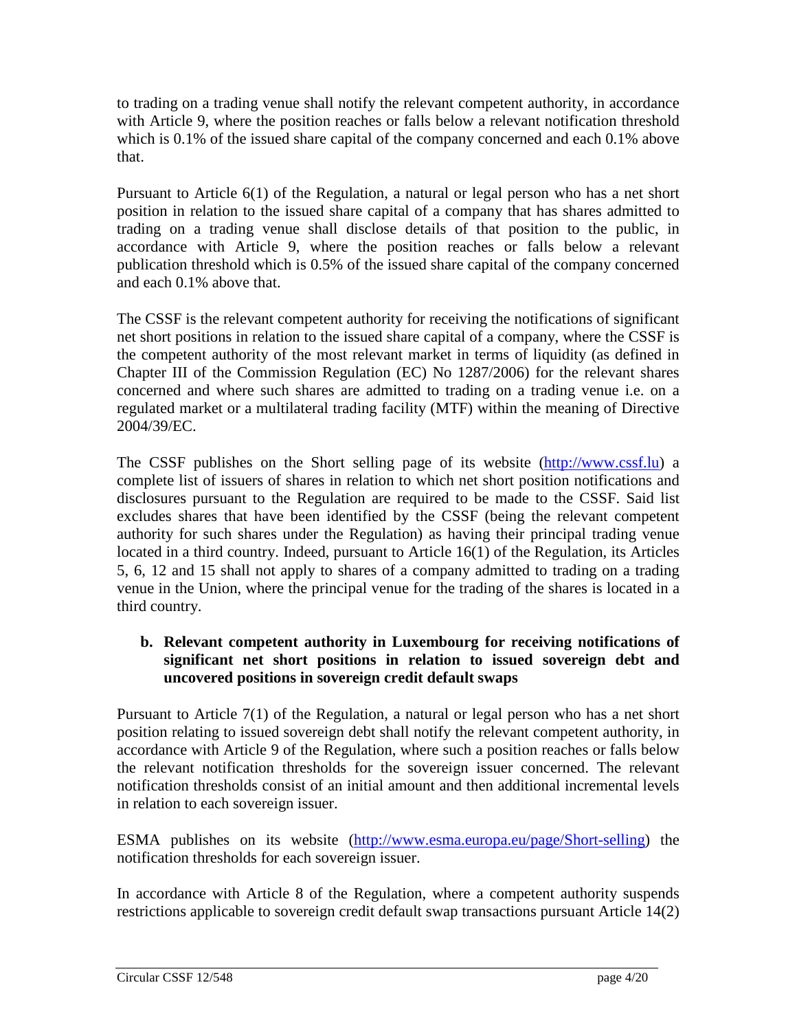to trading on a trading venue shall notify the relevant competent authority, in accordance with Article 9, where the position reaches or falls below a relevant notification threshold which is 0.1% of the issued share capital of the company concerned and each 0.1% above that.

Pursuant to Article 6(1) of the Regulation, a natural or legal person who has a net short position in relation to the issued share capital of a company that has shares admitted to trading on a trading venue shall disclose details of that position to the public, in accordance with Article 9, where the position reaches or falls below a relevant publication threshold which is 0.5% of the issued share capital of the company concerned and each 0.1% above that.

The CSSF is the relevant competent authority for receiving the notifications of significant net short positions in relation to the issued share capital of a company, where the CSSF is the competent authority of the most relevant market in terms of liquidity (as defined in Chapter III of the Commission Regulation (EC) No 1287/2006) for the relevant shares concerned and where such shares are admitted to trading on a trading venue i.e. on a regulated market or a multilateral trading facility (MTF) within the meaning of Directive 2004/39/EC.

The CSSF publishes on the Short selling page of its website (http://www.cssf.lu) a complete list of issuers of shares in relation to which net short position notifications and disclosures pursuant to the Regulation are required to be made to the CSSF. Said list excludes shares that have been identified by the CSSF (being the relevant competent authority for such shares under the Regulation) as having their principal trading venue located in a third country. Indeed, pursuant to Article 16(1) of the Regulation, its Articles 5, 6, 12 and 15 shall not apply to shares of a company admitted to trading on a trading venue in the Union, where the principal venue for the trading of the shares is located in a third country.

**b. Relevant competent authority in Luxembourg for receiving notifications of significant net short positions in relation to issued sovereign debt and uncovered positions in sovereign credit default swaps**

Pursuant to Article 7(1) of the Regulation, a natural or legal person who has a net short position relating to issued sovereign debt shall notify the relevant competent authority, in accordance with Article 9 of the Regulation, where such a position reaches or falls below the relevant notification thresholds for the sovereign issuer concerned. The relevant notification thresholds consist of an initial amount and then additional incremental levels in relation to each sovereign issuer.

ESMA publishes on its website (http://www.esma.europa.eu/page/Short-selling) the notification thresholds for each sovereign issuer.

In accordance with Article 8 of the Regulation, where a competent authority suspends restrictions applicable to sovereign credit default swap transactions pursuant Article 14(2)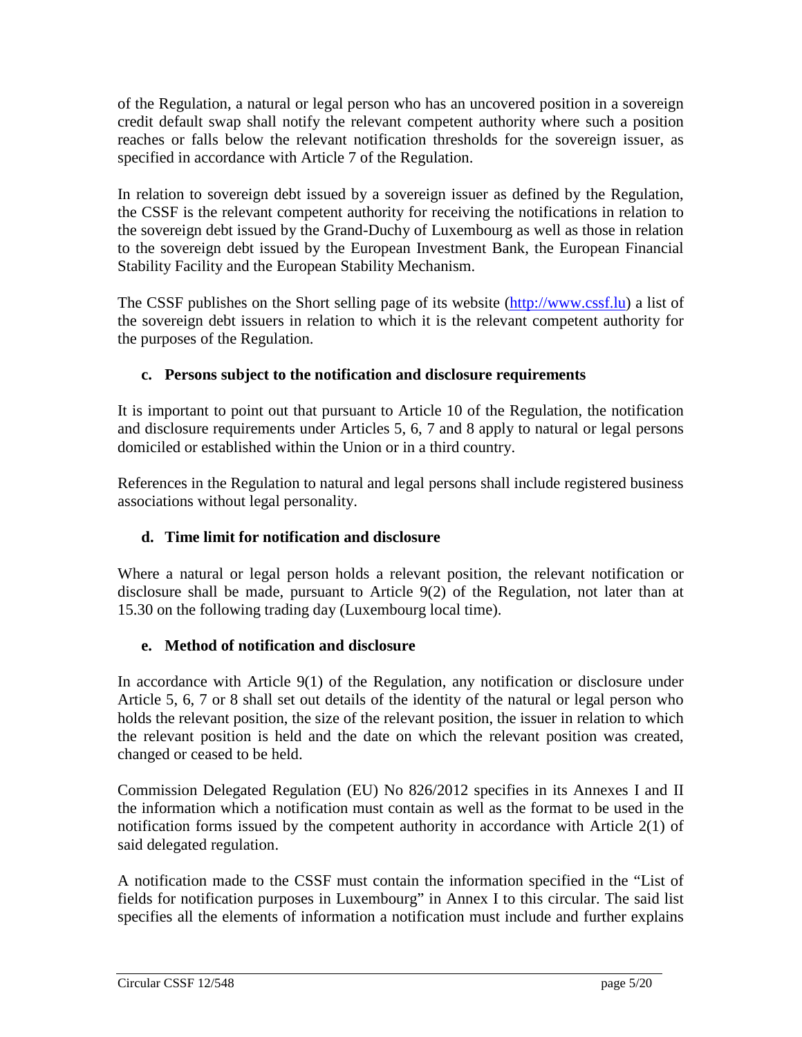of the Regulation, a natural or legal person who has an uncovered position in a sovereign credit default swap shall notify the relevant competent authority where such a position reaches or falls below the relevant notification thresholds for the sovereign issuer, as specified in accordance with Article 7 of the Regulation.

In relation to sovereign debt issued by a sovereign issuer as defined by the Regulation, the CSSF is the relevant competent authority for receiving the notifications in relation to the sovereign debt issued by the Grand-Duchy of Luxembourg as well as those in relation to the sovereign debt issued by the European Investment Bank, the European Financial Stability Facility and the European Stability Mechanism.

The CSSF publishes on the Short selling page of its website (http://www.cssf.lu) a list of the sovereign debt issuers in relation to which it is the relevant competent authority for the purposes of the Regulation.

### c. Persons subject to the notification and disclosure requirements

It is important to point out that pursuant to Article 10 of the Regulation, the notification and disclosure requirements under Articles 5, 6, 7 and 8 apply to natural or legal persons domiciled or established within the Union or in a third country.

References in the Regulation to natural and legal persons shall include registered business associations without legal personality.

### d. Time limit for notification and disclosure

Where a natural or legal person holds a relevant position, the relevant notification or disclosure shall be made, pursuant to Article 9(2) of the Regulation, not later than at 15.30 on the following trading day (Luxembourg local time).

### e. Method of notification and disclosure

In accordance with Article 9(1) of the Regulation, any notification or disclosure under Article 5, 6, 7 or 8 shall set out details of the identity of the natural or legal person who holds the relevant position, the size of the relevant position, the issuer in relation to which the relevant position is held and the date on which the relevant position was created, changed or ceased to be held.

Commission Delegated Regulation (EU) No 826/2012 specifies in its Annexes I and II the information which a notification must contain as well as the format to be used in the notification forms issued by the competent authority in accordance with Article 2(1) of said delegated regulation.

A notification made to the CSSF must contain the information specified in the "List of fields for notification purposes in Luxembourg" in Annex I to this circular. The said list specifies all the elements of information a notification must include and further explains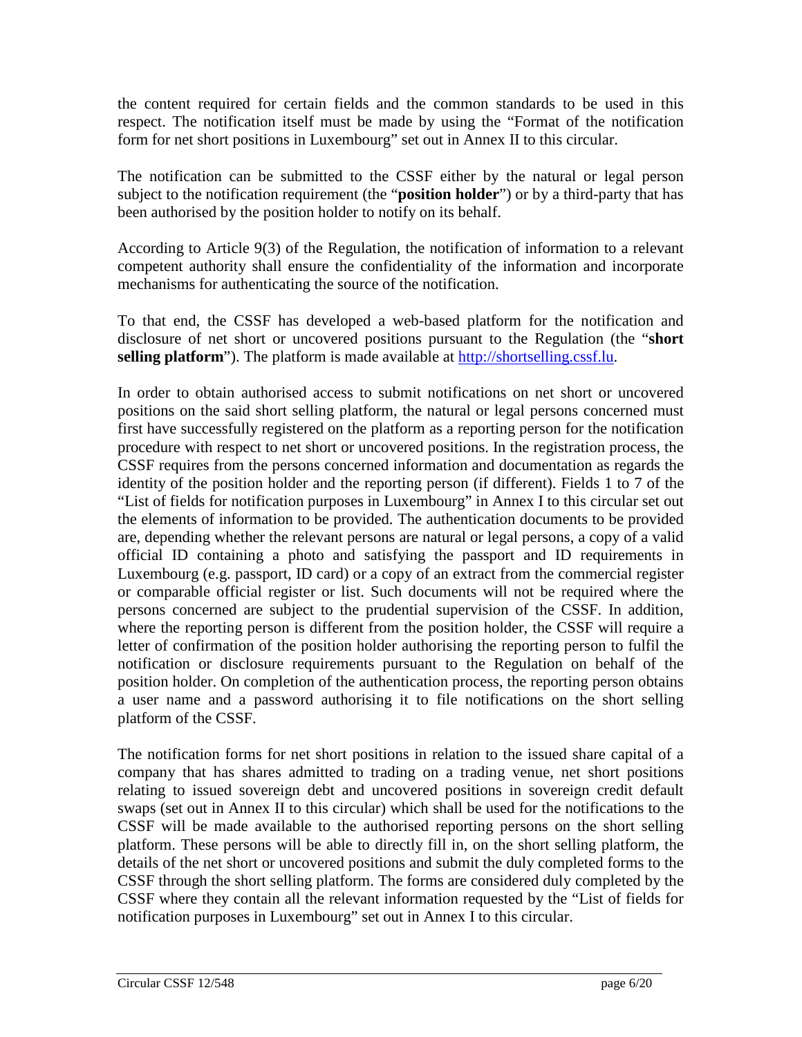the content required for certain fields and the common standards to be used in this respect. The notification itself must be made by using the "Format of the notification form for net short positions in Luxembourg" set out in Annex II to this circular.

The notification can be submitted to the CSSF either by the natural or legal person subject to the notification requirement (the "**position holder**") or by a third-party that has been authorised by the position holder to notify on its behalf.

According to Article 9(3) of the Regulation, the notification of information to a relevant competent authority shall ensure the confidentiality of the information and incorporate mechanisms for authenticating the source of the notification.

To that end, the CSSF has developed a web-based platform for the notification and disclosure of net short or uncovered positions pursuant to the Regulation (the "**short selling platform**"). The platform is made available at [http://shortselling.cssf.lu](http://shortselling.cssf.lu).

In order to obtain authorised access to submit notifications on net short or uncovered positions on the said short selling platform, the natural or legal persons concerned must first have successfully registered on the platform as a reporting person for the notification procedure with respect to net short or uncovered positions. In the registration process, the CSSF requires from the persons concerned information and documentation as regards the identity of the position holder and the reporting person (if different). Fields 1 to 7 of the "List of fields for notification purposes in Luxembourg" in Annex I to this circular set out the elements of information to be provided. The authentication documents to be provided are, depending whether the relevant persons are natural or legal persons, a copy of a valid official ID containing a photo and satisfying the passport and ID requirements in Luxembourg (e.g. passport, ID card) or a copy of an extract from the commercial register or comparable official register or list. Such documents will not be required where the persons concerned are subject to the prudential supervision of the CSSF. In addition, where the reporting person is different from the position holder, the CSSF will require a letter of confirmation of the position holder authorising the reporting person to fulfil the notification or disclosure requirements pursuant to the Regulation on behalf of the position holder. On completion of the authentication process, the reporting person obtains a user name and a password authorising it to file notifications on the short selling platform of the CSSF.

The notification forms for net short positions in relation to the issued share capital of a company that has shares admitted to trading on a trading venue, net short positions relating to issued sovereign debt and uncovered positions in sovereign credit default swaps (set out in Annex II to this circular) which shall be used for the notifications to the CSSF will be made available to the authorised reporting persons on the short selling platform. These persons will be able to directly fill in, on the short selling platform, the details of the net short or uncovered positions and submit the duly completed forms to the CSSF through the short selling platform. The forms are considered duly completed by the CSSF where they contain all the relevant information requested by the "List of fields for notification purposes in Luxembourg" set out in Annex I to this circular.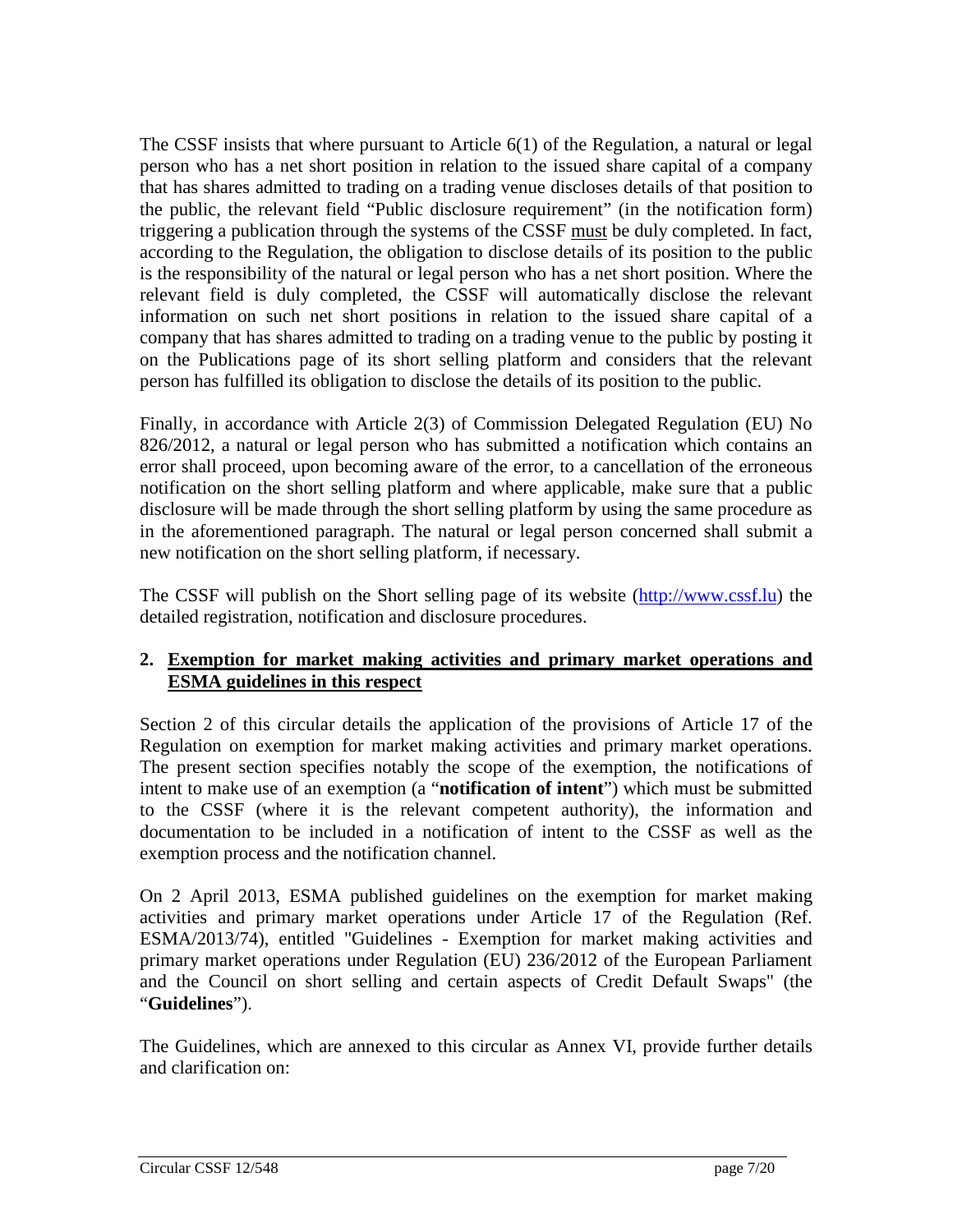The CSSF insists that where pursuant to Article 6(1) of the Regulation, a natural or legal person who has a net short position in relation to the issued share capital of a company that has shares admitted to trading on a trading venue discloses details of that position to the public, the relevant field "Public disclosure requirement" (in the notification form) triggering a publication through the systems of the CSSF must be duly completed. In fact, according to the Regulation, the obligation to disclose details of its position to the public is the responsibility of the natural or legal person who has a net short position. Where the relevant field is duly completed, the CSSF will automatically disclose the relevant information on such net short positions in relation to the issued share capital of a company that has shares admitted to trading on a trading venue to the public by posting it on the Publications page of its short selling platform and considers that the relevant person has fulfilled its obligation to disclose the details of its position to the public.

Finally, in accordance with Article 2(3) of Commission Delegated Regulation (EU) No 826/2012, a natural or legal person who has submitted a notification which contains an error shall proceed, upon becoming aware of the error, to a cancellation of the erroneous notification on the short selling platform and where applicable, make sure that a public disclosure will be made through the short selling platform by using the same procedure as in the aforementioned paragraph. The natural or legal person concerned shall submit a new notification on the short selling platform, if necessary.

The CSSF will publish on the Short selling page of its website (http://www.cssf.lu) the detailed registration, notification and disclosure procedures.

## 2. Exemption for market making activities and primary market operations and ESMA guidelines in this respect

Section 2 of this circular details the application of the provisions of Article 17 of the Regulation on exemption for market making activities and primary market operations. The present section specifies notably the scope of the exemption, the notifications of intent to make use of an exemption (a "**notification of intent**") which must be submitted to the CSSF (where it is the relevant competent authority), the information and documentation to be included in a notification of intent to the CSSF as well as the exemption process and the notification channel.

On 2 April 2013, ESMA published guidelines on the exemption for market making activities and primary market operations under Article 17 of the Regulation (Ref. ESMA/2013/74), entitled "Guidelines - Exemption for market making activities and primary market operations under Regulation (EU) 236/2012 of the European Parliament and the Council on short selling and certain aspects of Credit Default Swaps" (the "**Guidelines**").

The Guidelines, which are annexed to this circular as Annex VI, provide further details and clarification on: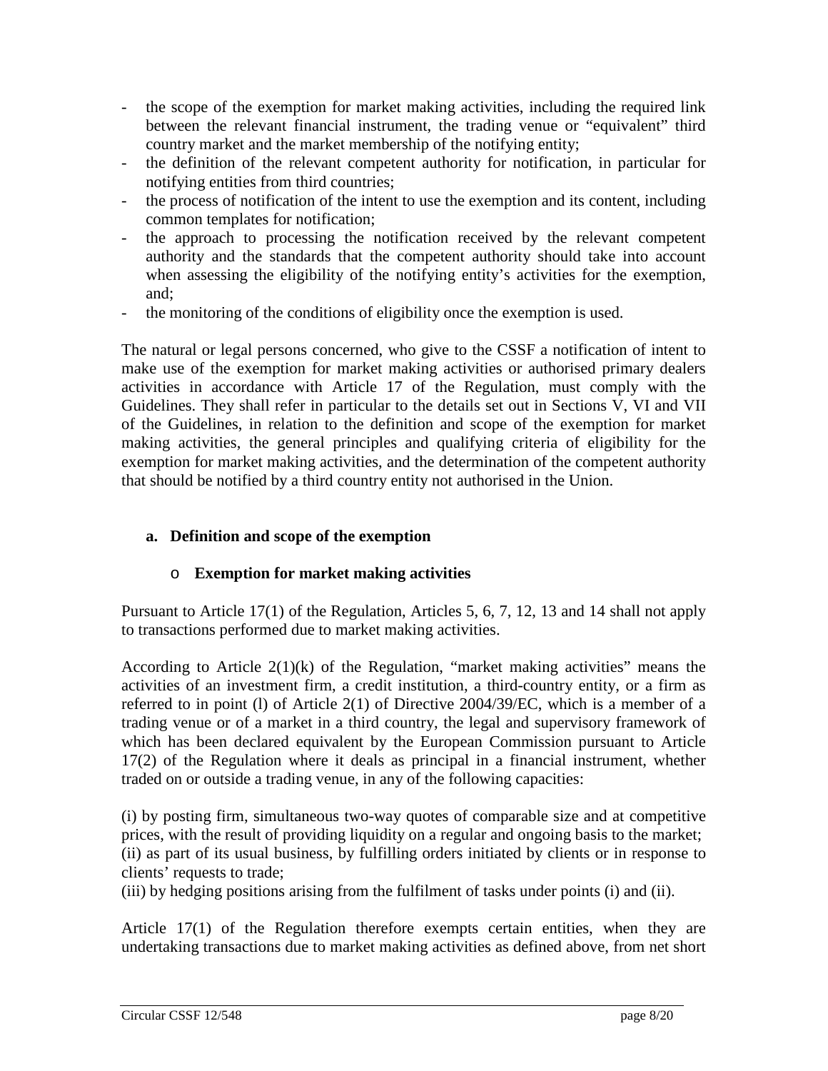- the scope of the exemption for market making activities, including the required link between the relevant financial instrument, the trading venue or "equivalent" third country market and the market membership of the notifying entity;
- the definition of the relevant competent authority for notification, in particular for notifying entities from third countries;
- the process of notification of the intent to use the exemption and its content, including common templates for notification;
- the approach to processing the notification received by the relevant competent authority and the standards that the competent authority should take into account when assessing the eligibility of the notifying entity's activities for the exemption, and;
- the monitoring of the conditions of eligibility once the exemption is used.

The natural or legal persons concerned, who give to the CSSF a notification of intent to make use of the exemption for market making activities or authorised primary dealers activities in accordance with Article 17 of the Regulation, must comply with the Guidelines. They shall refer in particular to the details set out in Sections V, VI and VII of the Guidelines, in relation to the definition and scope of the exemption for market making activities, the general principles and qualifying criteria of eligibility for the exemption for market making activities, and the determination of the competent authority that should be notified by a third country entity not authorised in the Union.

### a. Definition and scope of the exemption

#### o Exemption for market making activities

Pursuant to Article 17(1) of the Regulation, Articles 5, 6, 7, 12, 13 and 14 shall not apply to transactions performed due to market making activities.

According to Article 2(1)(k) of the Regulation, "market making activities" means the activities of an investment firm, a credit institution, a third-country entity, or a firm as referred to in point (l) of Article 2(1) of Directive 2004/39/EC, which is a member of a trading venue or of a market in a third country, the legal and supervisory framework of which has been declared equivalent by the European Commission pursuant to Article 17(2) of the Regulation where it deals as principal in a financial instrument, whether traded on or outside a trading venue, in any of the following capacities:

(i) by posting firm, simultaneous two-way quotes of comparable size and at competitive prices, with the result of providing liquidity on a regular and ongoing basis to the market;
(ii) as part of its usual business, by fulfilling orders initiated by clients or in response to clients' requests to trade;
(iii) by hedging positions arising from the fulfilment of tasks under points (i) and (ii).

Article 17(1) of the Regulation therefore exempts certain entities, when they are undertaking transactions due to market making activities as defined above, from net short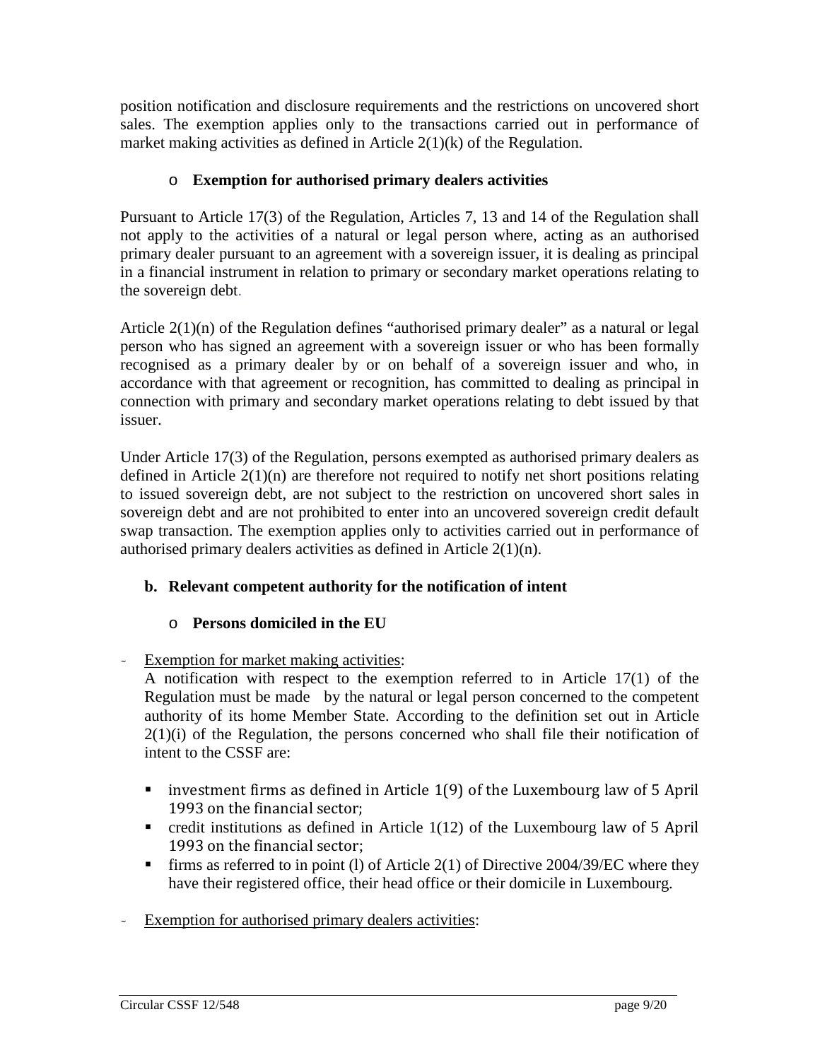position notification and disclosure requirements and the restrictions on uncovered short sales. The exemption applies only to the transactions carried out in performance of market making activities as defined in Article 2(1)(k) of the Regulation.

- **Exemption for authorised primary dealers activities**

Pursuant to Article 17(3) of the Regulation, Articles 7, 13 and 14 of the Regulation shall not apply to the activities of a natural or legal person where, acting as an authorised primary dealer pursuant to an agreement with a sovereign issuer, it is dealing as principal in a financial instrument in relation to primary or secondary market operations relating to the sovereign debt.

Article 2(1)(n) of the Regulation defines "authorised primary dealer" as a natural or legal person who has signed an agreement with a sovereign issuer or who has been formally recognised as a primary dealer by or on behalf of a sovereign issuer and who, in accordance with that agreement or recognition, has committed to dealing as principal in connection with primary and secondary market operations relating to debt issued by that issuer.

Under Article 17(3) of the Regulation, persons exempted as authorised primary dealers as defined in Article 2(1)(n) are therefore not required to notify net short positions relating to issued sovereign debt, are not subject to the restriction on uncovered short sales in sovereign debt and are not prohibited to enter into an uncovered sovereign credit default swap transaction. The exemption applies only to activities carried out in performance of authorised primary dealers activities as defined in Article 2(1)(n).

**b. Relevant competent authority for the notification of intent**

- **Persons domiciled in the EU**

- Exemption for market making activities:

  A notification with respect to the exemption referred to in Article 17(1) of the Regulation must be made by the natural or legal person concerned to the competent authority of its home Member State. According to the definition set out in Article 2(1)(i) of the Regulation, the persons concerned who shall file their notification of intent to the CSSF are:

  - investment firms as defined in Article 1(9) of the Luxembourg law of 5 April 1993 on the financial sector;
  - credit institutions as defined in Article 1(12) of the Luxembourg law of 5 April 1993 on the financial sector;
  - firms as referred to in point (l) of Article 2(1) of Directive 2004/39/EC where they have their registered office, their head office or their domicile in Luxembourg.

- Exemption for authorised primary dealers activities: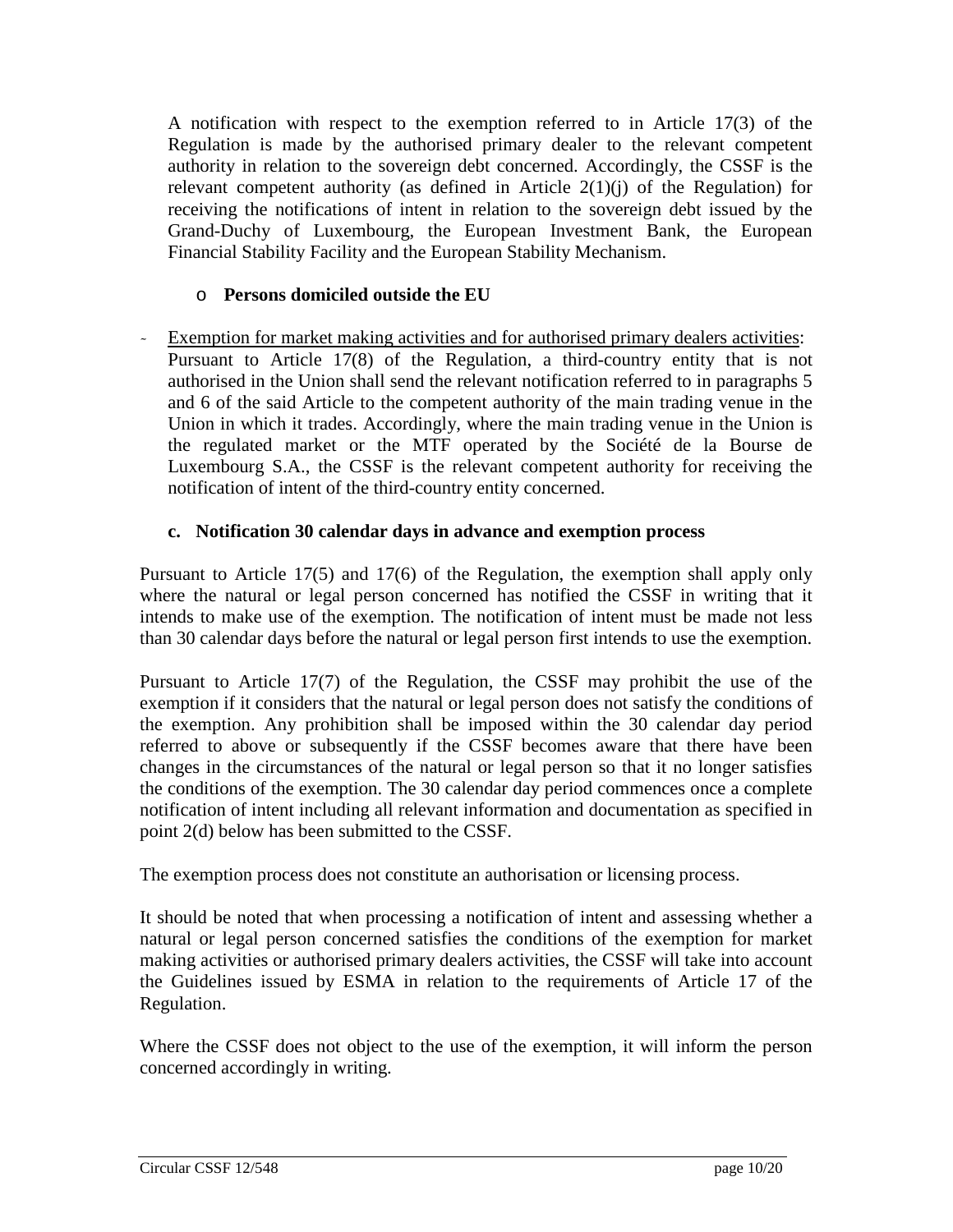A notification with respect to the exemption referred to in Article 17(3) of the Regulation is made by the authorised primary dealer to the relevant competent authority in relation to the sovereign debt concerned. Accordingly, the CSSF is the relevant competent authority (as defined in Article 2(1)(j) of the Regulation) for receiving the notifications of intent in relation to the sovereign debt issued by the Grand-Duchy of Luxembourg, the European Investment Bank, the European Financial Stability Facility and the European Stability Mechanism.

- **Persons domiciled outside the EU**

- Exemption for market making activities and for authorised primary dealers activities: Pursuant to Article 17(8) of the Regulation, a third-country entity that is not authorised in the Union shall send the relevant notification referred to in paragraphs 5 and 6 of the said Article to the competent authority of the main trading venue in the Union in which it trades. Accordingly, where the main trading venue in the Union is the regulated market or the MTF operated by the Société de la Bourse de Luxembourg S.A., the CSSF is the relevant competent authority for receiving the notification of intent of the third-country entity concerned.

### c. Notification 30 calendar days in advance and exemption process

Pursuant to Article 17(5) and 17(6) of the Regulation, the exemption shall apply only where the natural or legal person concerned has notified the CSSF in writing that it intends to make use of the exemption. The notification of intent must be made not less than 30 calendar days before the natural or legal person first intends to use the exemption.

Pursuant to Article 17(7) of the Regulation, the CSSF may prohibit the use of the exemption if it considers that the natural or legal person does not satisfy the conditions of the exemption. Any prohibition shall be imposed within the 30 calendar day period referred to above or subsequently if the CSSF becomes aware that there have been changes in the circumstances of the natural or legal person so that it no longer satisfies the conditions of the exemption. The 30 calendar day period commences once a complete notification of intent including all relevant information and documentation as specified in point 2(d) below has been submitted to the CSSF.

The exemption process does not constitute an authorisation or licensing process.

It should be noted that when processing a notification of intent and assessing whether a natural or legal person concerned satisfies the conditions of the exemption for market making activities or authorised primary dealers activities, the CSSF will take into account the Guidelines issued by ESMA in relation to the requirements of Article 17 of the Regulation.

Where the CSSF does not object to the use of the exemption, it will inform the person concerned accordingly in writing.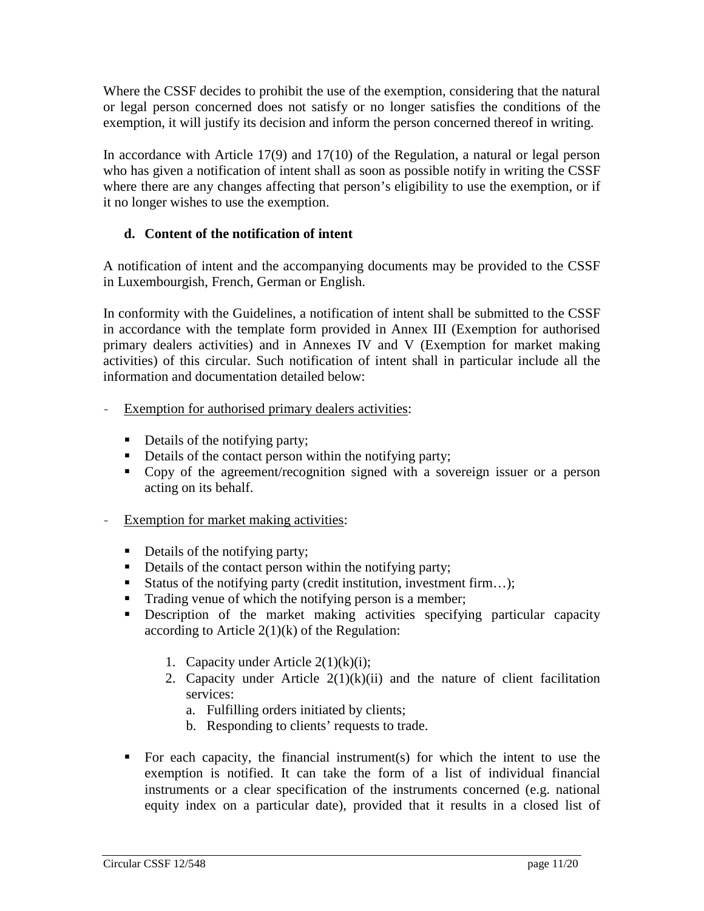Where the CSSF decides to prohibit the use of the exemption, considering that the natural or legal person concerned does not satisfy or no longer satisfies the conditions of the exemption, it will justify its decision and inform the person concerned thereof in writing.

In accordance with Article 17(9) and 17(10) of the Regulation, a natural or legal person who has given a notification of intent shall as soon as possible notify in writing the CSSF where there are any changes affecting that person's eligibility to use the exemption, or if it no longer wishes to use the exemption.

### d. Content of the notification of intent

A notification of intent and the accompanying documents may be provided to the CSSF in Luxembourgish, French, German or English.

In conformity with the Guidelines, a notification of intent shall be submitted to the CSSF in accordance with the template form provided in Annex III (Exemption for authorised primary dealers activities) and in Annexes IV and V (Exemption for market making activities) of this circular. Such notification of intent shall in particular include all the information and documentation detailed below:

- Exemption for authorised primary dealers activities:
  - Details of the notifying party;
  - Details of the contact person within the notifying party;
  - Copy of the agreement/recognition signed with a sovereign issuer or a person acting on its behalf.

- Exemption for market making activities:
  - Details of the notifying party;
  - Details of the contact person within the notifying party;
  - Status of the notifying party (credit institution, investment firm…);
  - Trading venue of which the notifying person is a member;
  - Description of the market making activities specifying particular capacity according to Article 2(1)(k) of the Regulation:
    1. Capacity under Article 2(1)(k)(i);
    2. Capacity under Article 2(1)(k)(ii) and the nature of client facilitation services:
       a. Fulfilling orders initiated by clients;
       b. Responding to clients' requests to trade.
  - For each capacity, the financial instrument(s) for which the intent to use the exemption is notified. It can take the form of a list of individual financial instruments or a clear specification of the instruments concerned (e.g. national equity index on a particular date), provided that it results in a closed list of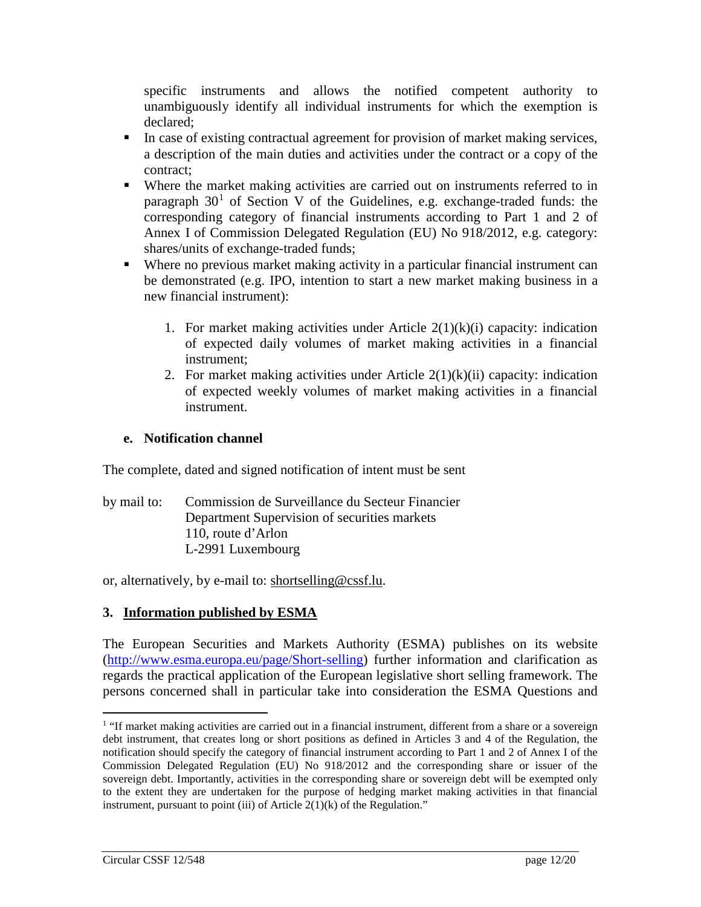specific instruments and allows the notified competent authority to unambiguously identify all individual instruments for which the exemption is declared;

- In case of existing contractual agreement for provision of market making services, a description of the main duties and activities under the contract or a copy of the contract;
- Where the market making activities are carried out on instruments referred to in paragraph 30[1] of Section V of the Guidelines, e.g. exchange-traded funds: the corresponding category of financial instruments according to Part 1 and 2 of Annex I of Commission Delegated Regulation (EU) No 918/2012, e.g. category: shares/units of exchange-traded funds;
- Where no previous market making activity in a particular financial instrument can be demonstrated (e.g. IPO, intention to start a new market making business in a new financial instrument):

    1. For market making activities under Article 2(1)(k)(i) capacity: indication of expected daily volumes of market making activities in a financial instrument;
    2. For market making activities under Article 2(1)(k)(ii) capacity: indication of expected weekly volumes of market making activities in a financial instrument.

#### e. Notification channel

The complete, dated and signed notification of intent must be sent

by mail to: Commission de Surveillance du Secteur Financier
Department Supervision of securities markets
110, route d'Arlon
L-2991 Luxembourg

or, alternatively, by e-mail to: shortselling@cssf.lu.

### 3. Information published by ESMA

The European Securities and Markets Authority (ESMA) publishes on its website (http://www.esma.europa.eu/page/Short-selling) further information and clarification as regards the practical application of the European legislative short selling framework. The persons concerned shall in particular take into consideration the ESMA Questions and

---

[1] "If market making activities are carried out in a financial instrument, different from a share or a sovereign debt instrument, that creates long or short positions as defined in Articles 3 and 4 of the Regulation, the notification should specify the category of financial instrument according to Part 1 and 2 of Annex I of the Commission Delegated Regulation (EU) No 918/2012 and the corresponding share or issuer of the sovereign debt. Importantly, activities in the corresponding share or sovereign debt will be exempted only to the extent they are undertaken for the purpose of hedging market making activities in that financial instrument, pursuant to point (iii) of Article 2(1)(k) of the Regulation."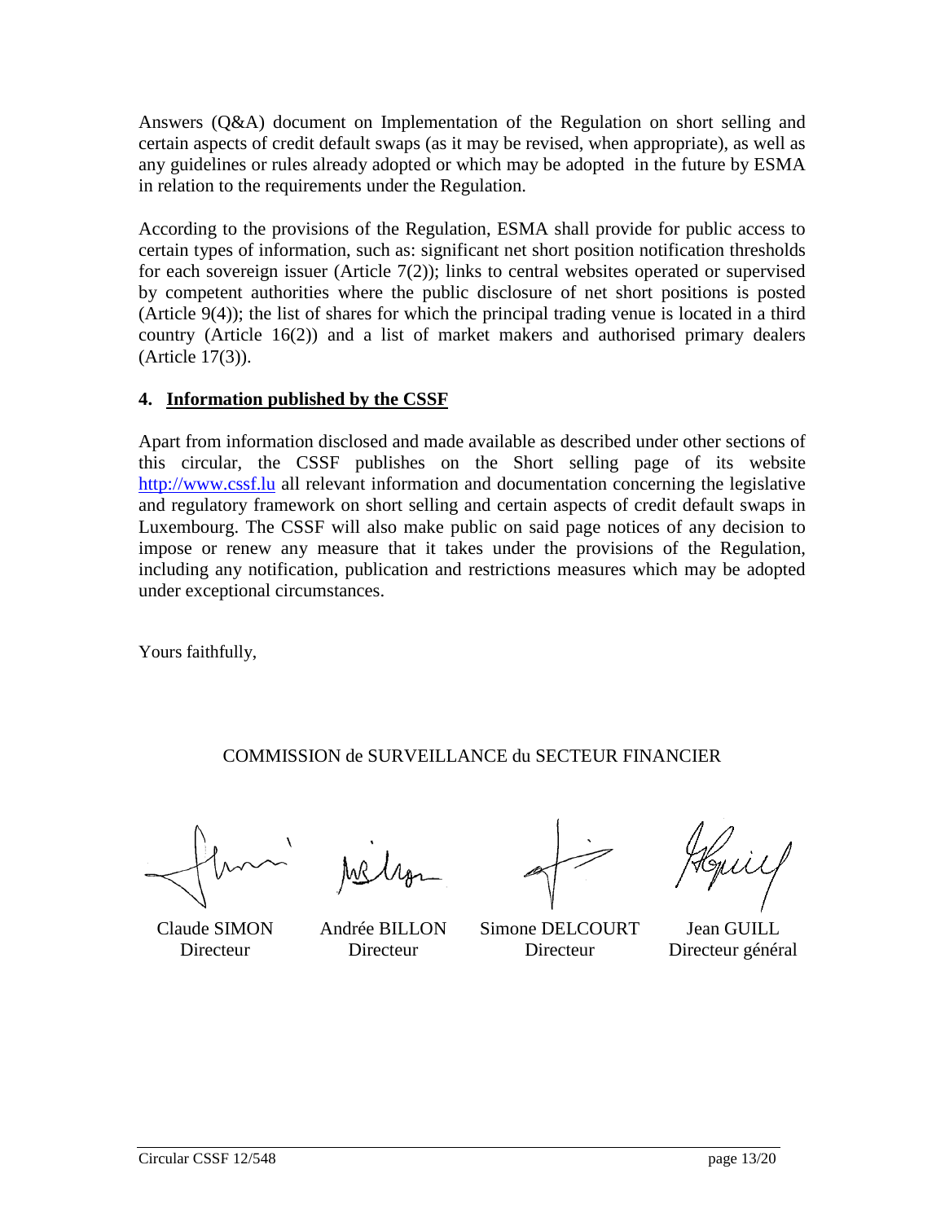Answers (Q&A) document on Implementation of the Regulation on short selling and certain aspects of credit default swaps (as it may be revised, when appropriate), as well as any guidelines or rules already adopted or which may be adopted in the future by ESMA in relation to the requirements under the Regulation.

According to the provisions of the Regulation, ESMA shall provide for public access to certain types of information, such as: significant net short position notification thresholds for each sovereign issuer (Article 7(2)); links to central websites operated or supervised by competent authorities where the public disclosure of net short positions is posted (Article 9(4)); the list of shares for which the principal trading venue is located in a third country (Article 16(2)) and a list of market makers and authorised primary dealers (Article 17(3)).

## 4. Information published by the CSSF

Apart from information disclosed and made available as described under other sections of this circular, the CSSF publishes on the Short selling page of its website http://www.cssf.lu all relevant information and documentation concerning the legislative and regulatory framework on short selling and certain aspects of credit default swaps in Luxembourg. The CSSF will also make public on said page notices of any decision to impose or renew any measure that it takes under the provisions of the Regulation, including any notification, publication and restrictions measures which may be adopted under exceptional circumstances.

Yours faithfully,

COMMISSION de SURVEILLANCE du SECTEUR FINANCIER

| Claude SIMON | Andrée BILLON | Simone DELCOURT | Jean GUILL |
|---|---|---|---|
| Directeur | Directeur | Directeur | Directeur général |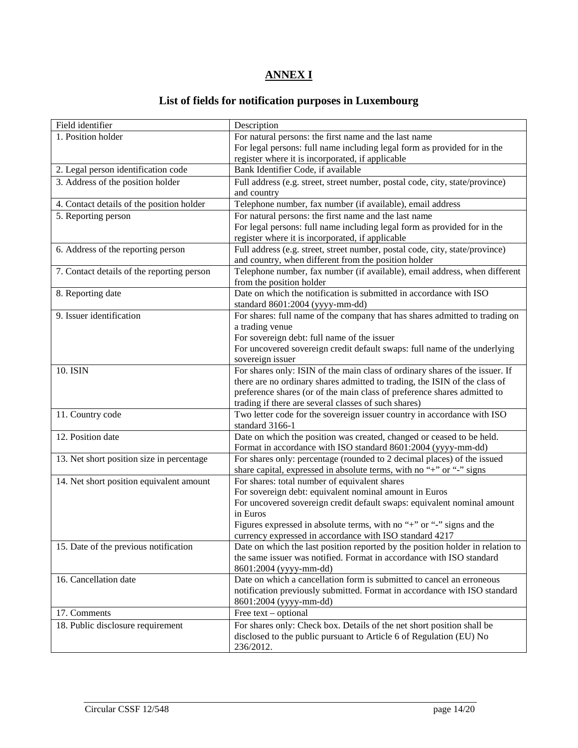# ANNEX I

## List of fields for notification purposes in Luxembourg

| Field identifier | Description |
|---|---|
| 1. Position holder | For natural persons: the first name and the last name<br>For legal persons: full name including legal form as provided for in the register where it is incorporated, if applicable |
| 2. Legal person identification code | Bank Identifier Code, if available |
| 3. Address of the position holder | Full address (e.g. street, street number, postal code, city, state/province) and country |
| 4. Contact details of the position holder | Telephone number, fax number (if available), email address |
| 5. Reporting person | For natural persons: the first name and the last name<br>For legal persons: full name including legal form as provided for in the register where it is incorporated, if applicable |
| 6. Address of the reporting person | Full address (e.g. street, street number, postal code, city, state/province) and country, when different from the position holder |
| 7. Contact details of the reporting person | Telephone number, fax number (if available), email address, when different from the position holder |
| 8. Reporting date | Date on which the notification is submitted in accordance with ISO standard 8601:2004 (yyyy-mm-dd) |
| 9. Issuer identification | For shares: full name of the company that has shares admitted to trading on a trading venue<br>For sovereign debt: full name of the issuer<br>For uncovered sovereign credit default swaps: full name of the underlying sovereign issuer |
| 10. ISIN | For shares only: ISIN of the main class of ordinary shares of the issuer. If there are no ordinary shares admitted to trading, the ISIN of the class of preference shares (or of the main class of preference shares admitted to trading if there are several classes of such shares) |
| 11. Country code | Two letter code for the sovereign issuer country in accordance with ISO standard 3166-1 |
| 12. Position date | Date on which the position was created, changed or ceased to be held. Format in accordance with ISO standard 8601:2004 (yyyy-mm-dd) |
| 13. Net short position size in percentage | For shares only: percentage (rounded to 2 decimal places) of the issued share capital, expressed in absolute terms, with no "+" or "-" signs |
| 14. Net short position equivalent amount | For shares: total number of equivalent shares<br>For sovereign debt: equivalent nominal amount in Euros<br>For uncovered sovereign credit default swaps: equivalent nominal amount in Euros<br>Figures expressed in absolute terms, with no "+" or "-" signs and the currency expressed in accordance with ISO standard 4217 |
| 15. Date of the previous notification | Date on which the last position reported by the position holder in relation to the same issuer was notified. Format in accordance with ISO standard 8601:2004 (yyyy-mm-dd) |
| 16. Cancellation date | Date on which a cancellation form is submitted to cancel an erroneous notification previously submitted. Format in accordance with ISO standard 8601:2004 (yyyy-mm-dd) |
| 17. Comments | Free text – optional |
| 18. Public disclosure requirement | For shares only: Check box. Details of the net short position shall be disclosed to the public pursuant to Article 6 of Regulation (EU) No 236/2012. |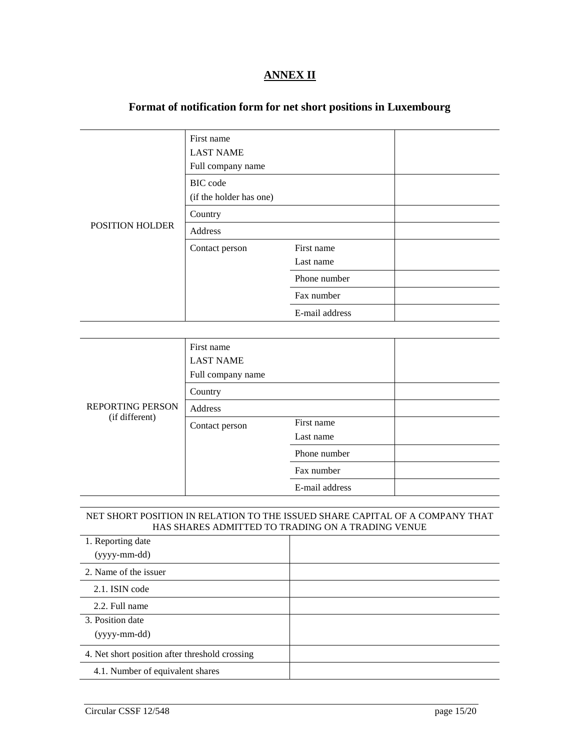# ANNEX II

## Format of notification form for net short positions in Luxembourg

| | | | |
|---|---|---|---|
| POSITION HOLDER | First name<br>LAST NAME<br>Full company name | | |
| | BIC code<br>(if the holder has one) | | |
| | Country | | |
| | Address | | |
| | Contact person | First name<br>Last name | |
| | | Phone number | |
| | | Fax number | |
| | | E-mail address | |

| | | | |
|---|---|---|---|
| REPORTING PERSON<br>(if different) | First name<br>LAST NAME<br>Full company name | | |
| | Country | | |
| | Address | | |
| | Contact person | First name<br>Last name | |
| | | Phone number | |
| | | Fax number | |
| | | E-mail address | |

| NET SHORT POSITION IN RELATION TO THE ISSUED SHARE CAPITAL OF A COMPANY THAT HAS SHARES ADMITTED TO TRADING ON A TRADING VENUE | |
|---|---|
| 1. Reporting date<br>(yyyy-mm-dd) | |
| 2. Name of the issuer | |
| 2.1. ISIN code | |
| 2.2. Full name | |
| 3. Position date<br>(yyyy-mm-dd) | |
| 4. Net short position after threshold crossing | |
| 4.1. Number of equivalent shares | |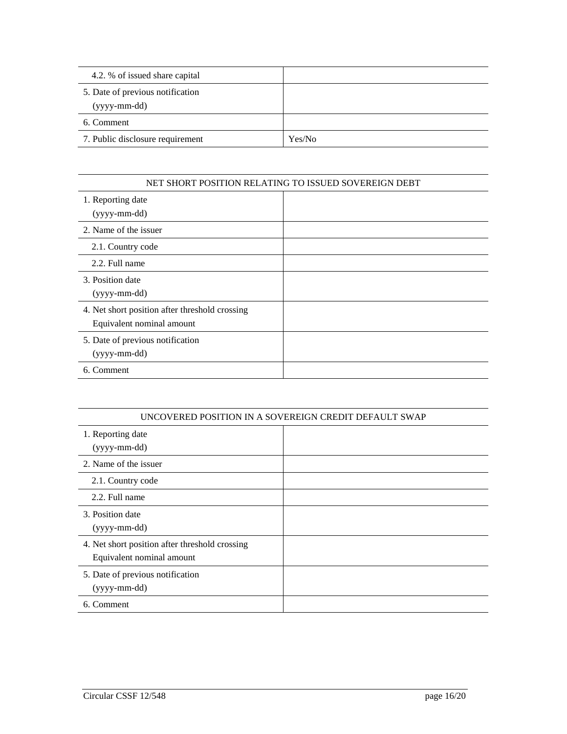| | |
|---|---|
| 4.2. % of issued share capital | |
| 5. Date of previous notification (yyyy-mm-dd) | |
| 6. Comment | |
| 7. Public disclosure requirement | Yes/No |

| NET SHORT POSITION RELATING TO ISSUED SOVEREIGN DEBT | |
|---|---|
| 1. Reporting date (yyyy-mm-dd) | |
| 2. Name of the issuer | |
| 2.1. Country code | |
| 2.2. Full name | |
| 3. Position date (yyyy-mm-dd) | |
| 4. Net short position after threshold crossing Equivalent nominal amount | |
| 5. Date of previous notification (yyyy-mm-dd) | |
| 6. Comment | |

| UNCOVERED POSITION IN A SOVEREIGN CREDIT DEFAULT SWAP | |
|---|---|
| 1. Reporting date (yyyy-mm-dd) | |
| 2. Name of the issuer | |
| 2.1. Country code | |
| 2.2. Full name | |
| 3. Position date (yyyy-mm-dd) | |
| 4. Net short position after threshold crossing Equivalent nominal amount | |
| 5. Date of previous notification (yyyy-mm-dd) | |
| 6. Comment | |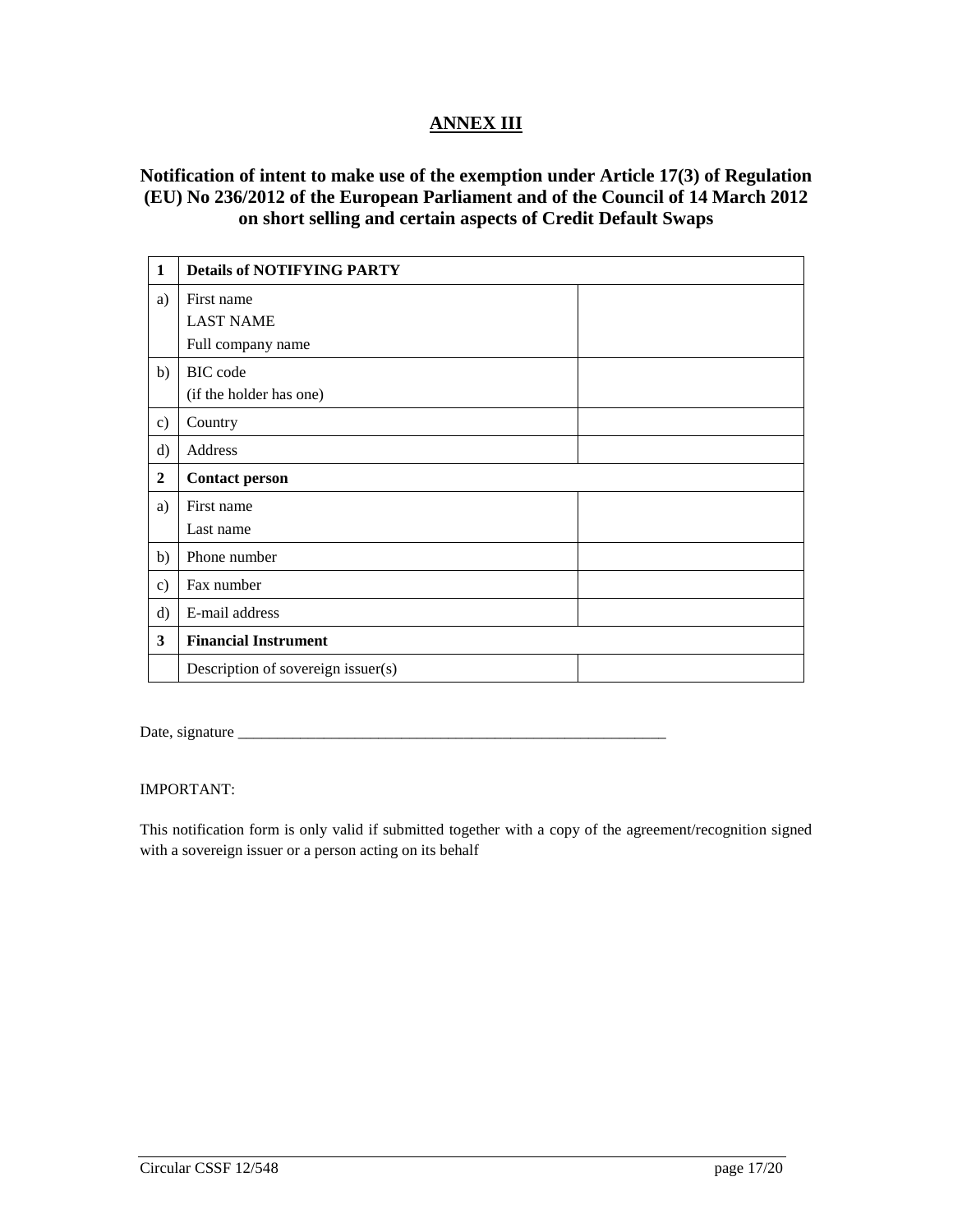# ANNEX III

## Notification of intent to make use of the exemption under Article 17(3) of Regulation (EU) No 236/2012 of the European Parliament and of the Council of 14 March 2012 on short selling and certain aspects of Credit Default Swaps

| 1 | **Details of NOTIFYING PARTY** | |
|---|---|---|
| a) | First name<br>LAST NAME<br>Full company name | |
| b) | BIC code<br>(if the holder has one) | |
| c) | Country | |
| d) | Address | |
| **2** | **Contact person** | |
| a) | First name<br>Last name | |
| b) | Phone number | |
| c) | Fax number | |
| d) | E-mail address | |
| **3** | **Financial Instrument** | |
| | Description of sovereign issuer(s) | |

Date, signature _______________________________________________________

IMPORTANT:

This notification form is only valid if submitted together with a copy of the agreement/recognition signed with a sovereign issuer or a person acting on its behalf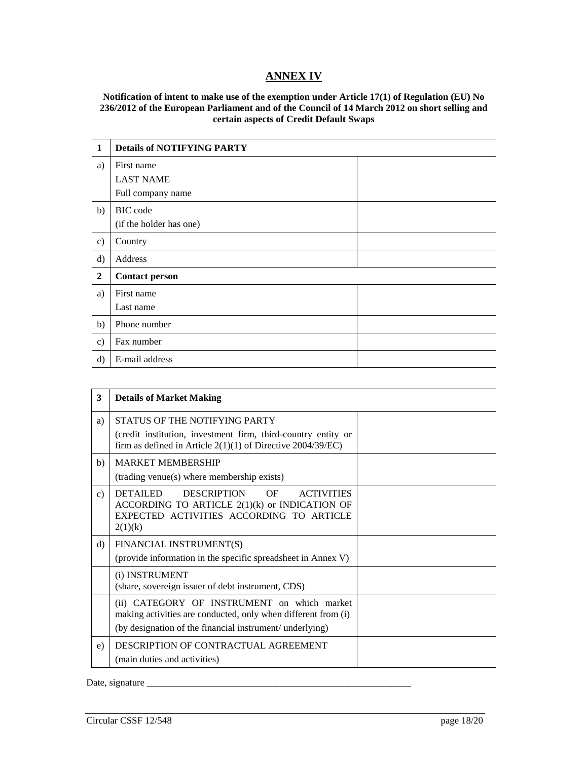# ANNEX IV

**Notification of intent to make use of the exemption under Article 17(1) of Regulation (EU) No 236/2012 of the European Parliament and of the Council of 14 March 2012 on short selling and certain aspects of Credit Default Swaps**

| **1** | **Details of NOTIFYING PARTY** | |
|---|---|---|
| a) | First name<br>LAST NAME<br>Full company name | |
| b) | BIC code<br>(if the holder has one) | |
| c) | Country | |
| d) | Address | |
| **2** | **Contact person** | |
| a) | First name<br>Last name | |
| b) | Phone number | |
| c) | Fax number | |
| d) | E-mail address | |

| **3** | **Details of Market Making** | |
|---|---|---|
| a) | STATUS OF THE NOTIFYING PARTY<br>(credit institution, investment firm, third-country entity or firm as defined in Article 2(1)(1) of Directive 2004/39/EC) | |
| b) | MARKET MEMBERSHIP<br>(trading venue(s) where membership exists) | |
| c) | DETAILED DESCRIPTION OF ACTIVITIES ACCORDING TO ARTICLE 2(1)(k) or INDICATION OF EXPECTED ACTIVITIES ACCORDING TO ARTICLE 2(1)(k) | |
| d) | FINANCIAL INSTRUMENT(S)<br>(provide information in the specific spreadsheet in Annex V) | |
| | (i) INSTRUMENT<br>(share, sovereign issuer of debt instrument, CDS) | |
| | (ii) CATEGORY OF INSTRUMENT on which market making activities are conducted, only when different from (i)<br>(by designation of the financial instrument/ underlying) | |
| e) | DESCRIPTION OF CONTRACTUAL AGREEMENT<br>(main duties and activities) | |

Date, signature ________________________________________________________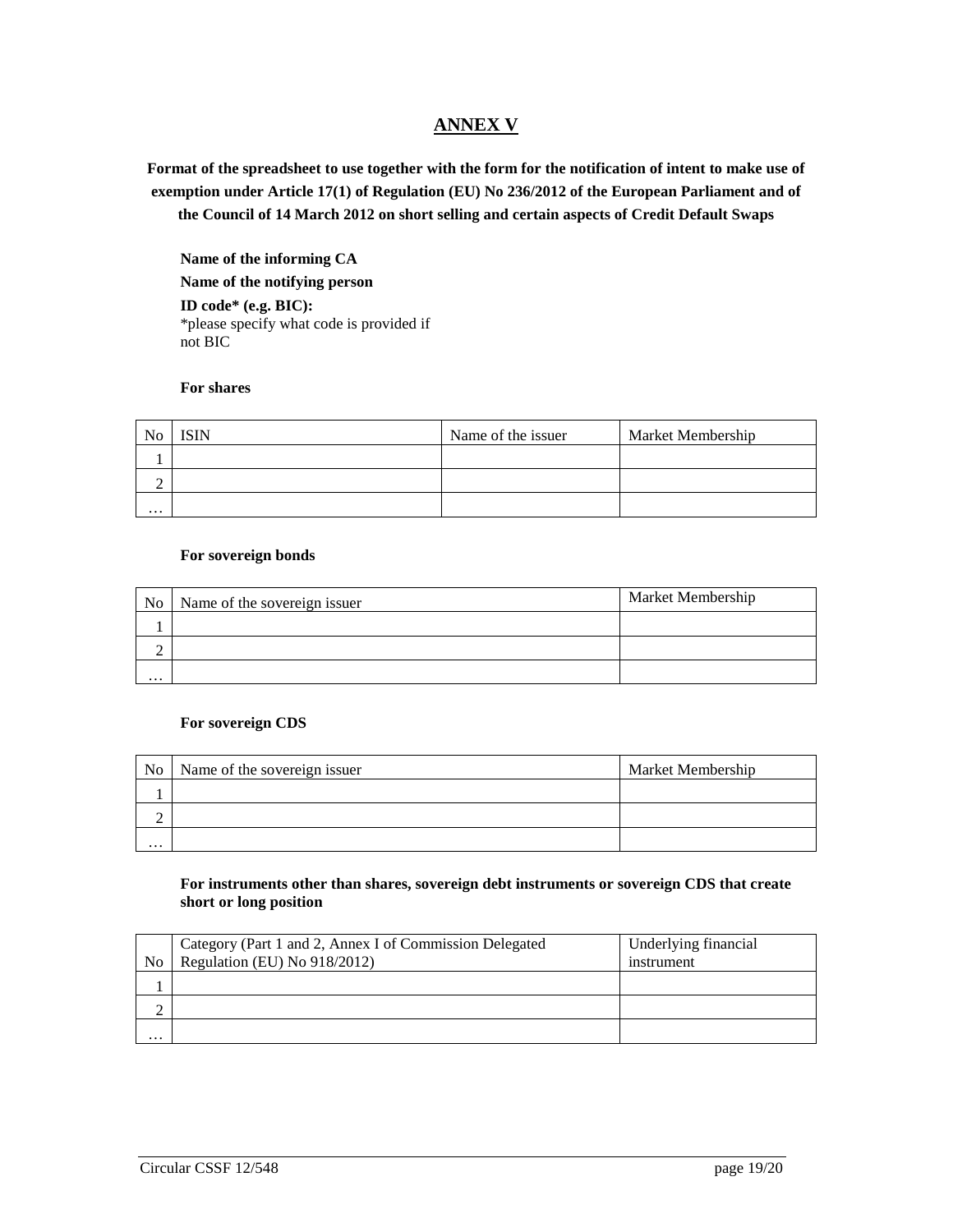# ANNEX V

**Format of the spreadsheet to use together with the form for the notification of intent to make use of exemption under Article 17(1) of Regulation (EU) No 236/2012 of the European Parliament and of the Council of 14 March 2012 on short selling and certain aspects of Credit Default Swaps**

**Name of the informing CA**

**Name of the notifying person**

**ID code\* (e.g. BIC):**
\*please specify what code is provided if not BIC

**For shares**

| No | ISIN | Name of the issuer | Market Membership |
|---|---|---|---|
| 1 | | | |
| 2 | | | |
| … | | | |

**For sovereign bonds**

| No | Name of the sovereign issuer | Market Membership |
|---|---|---|
| 1 | | |
| 2 | | |
| … | | |

**For sovereign CDS**

| No | Name of the sovereign issuer | Market Membership |
|---|---|---|
| 1 | | |
| 2 | | |
| … | | |

**For instruments other than shares, sovereign debt instruments or sovereign CDS that create short or long position**

| No | Category (Part 1 and 2, Annex I of Commission Delegated Regulation (EU) No 918/2012) | Underlying financial instrument |
|---|---|---|
| 1 | | |
| 2 | | |
| … | | |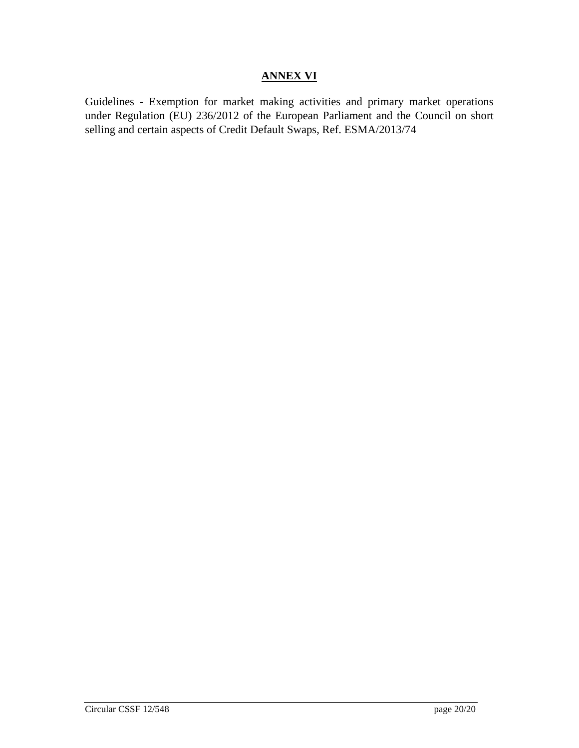## ANNEX VI

Guidelines - Exemption for market making activities and primary market operations under Regulation (EU) 236/2012 of the European Parliament and the Council on short selling and certain aspects of Credit Default Swaps, Ref. ESMA/2013/74